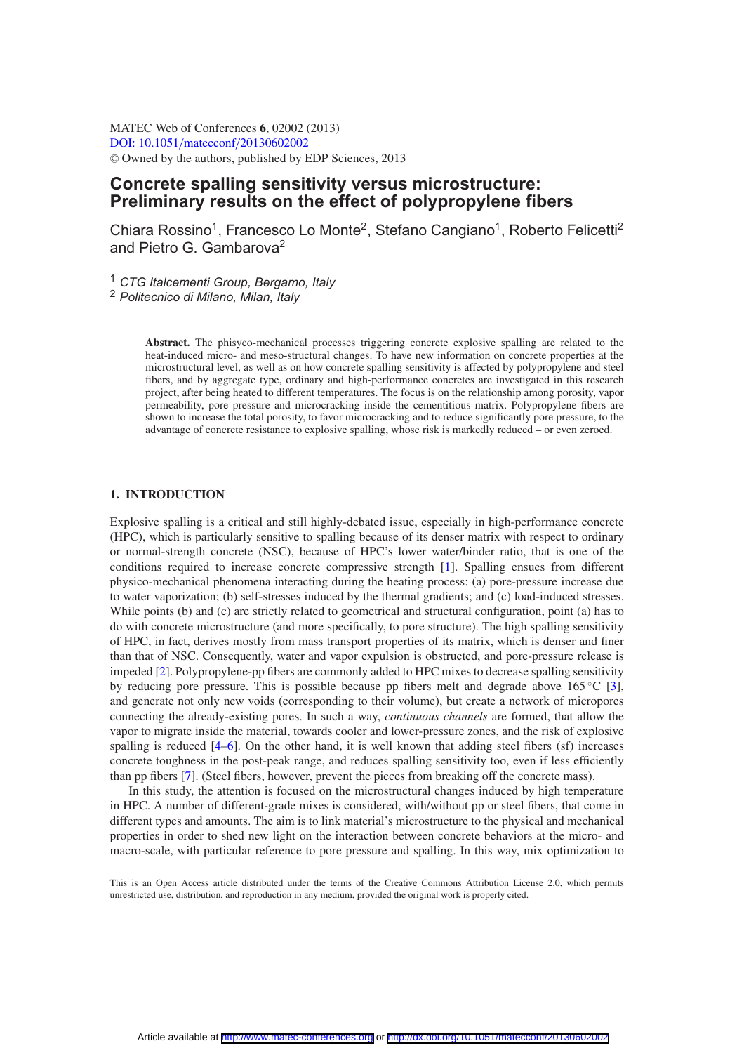MATEC Web of Conferences **6**, 02002 (2013)
DOI: 10.1051/matecconf/20130602002
© Owned by the authors, published by EDP Sciences, 2013

# Concrete spalling sensitivity versus microstructure: Preliminary results on the effect of polypropylene fibers

Chiara Rossino[1], Francesco Lo Monte[2], Stefano Cangiano[1], Roberto Felicetti[2] and Pietro G. Gambarova[2]

[1] *CTG Italcementi Group, Bergamo, Italy*
[2] *Politecnico di Milano, Milan, Italy*

**Abstract.** The phisyco-mechanical processes triggering concrete explosive spalling are related to the heat-induced micro- and meso-structural changes. To have new information on concrete properties at the microstructural level, as well as on how concrete spalling sensitivity is affected by polypropylene and steel fibers, and by aggregate type, ordinary and high-performance concretes are investigated in this research project, after being heated to different temperatures. The focus is on the relationship among porosity, vapor permeability, pore pressure and microcracking inside the cementitious matrix. Polypropylene fibers are shown to increase the total porosity, to favor microcracking and to reduce significantly pore pressure, to the advantage of concrete resistance to explosive spalling, whose risk is markedly reduced – or even zeroed.

## 1. INTRODUCTION

Explosive spalling is a critical and still highly-debated issue, especially in high-performance concrete (HPC), which is particularly sensitive to spalling because of its denser matrix with respect to ordinary or normal-strength concrete (NSC), because of HPC's lower water/binder ratio, that is one of the conditions required to increase concrete compressive strength [1]. Spalling ensues from different physico-mechanical phenomena interacting during the heating process: (a) pore-pressure increase due to water vaporization; (b) self-stresses induced by the thermal gradients; and (c) load-induced stresses. While points (b) and (c) are strictly related to geometrical and structural configuration, point (a) has to do with concrete microstructure (and more specifically, to pore structure). The high spalling sensitivity of HPC, in fact, derives mostly from mass transport properties of its matrix, which is denser and finer than that of NSC. Consequently, water and vapor expulsion is obstructed, and pore-pressure release is impeded [2]. Polypropylene-pp fibers are commonly added to HPC mixes to decrease spalling sensitivity by reducing pore pressure. This is possible because pp fibers melt and degrade above 165 °C [3], and generate not only new voids (corresponding to their volume), but create a network of micropores connecting the already-existing pores. In such a way, *continuous channels* are formed, that allow the vapor to migrate inside the material, towards cooler and lower-pressure zones, and the risk of explosive spalling is reduced [4–6]. On the other hand, it is well known that adding steel fibers (sf) increases concrete toughness in the post-peak range, and reduces spalling sensitivity too, even if less efficiently than pp fibers [7]. (Steel fibers, however, prevent the pieces from breaking off the concrete mass).

In this study, the attention is focused on the microstructural changes induced by high temperature in HPC. A number of different-grade mixes is considered, with/without pp or steel fibers, that come in different types and amounts. The aim is to link material's microstructure to the physical and mechanical properties in order to shed new light on the interaction between concrete behaviors at the micro- and macro-scale, with particular reference to pore pressure and spalling. In this way, mix optimization to

This is an Open Access article distributed under the terms of the Creative Commons Attribution License 2.0, which permits unrestricted use, distribution, and reproduction in any medium, provided the original work is properly cited.

Article available at http://www.matec-conferences.org or http://dx.doi.org/10.1051/matecconf/20130602002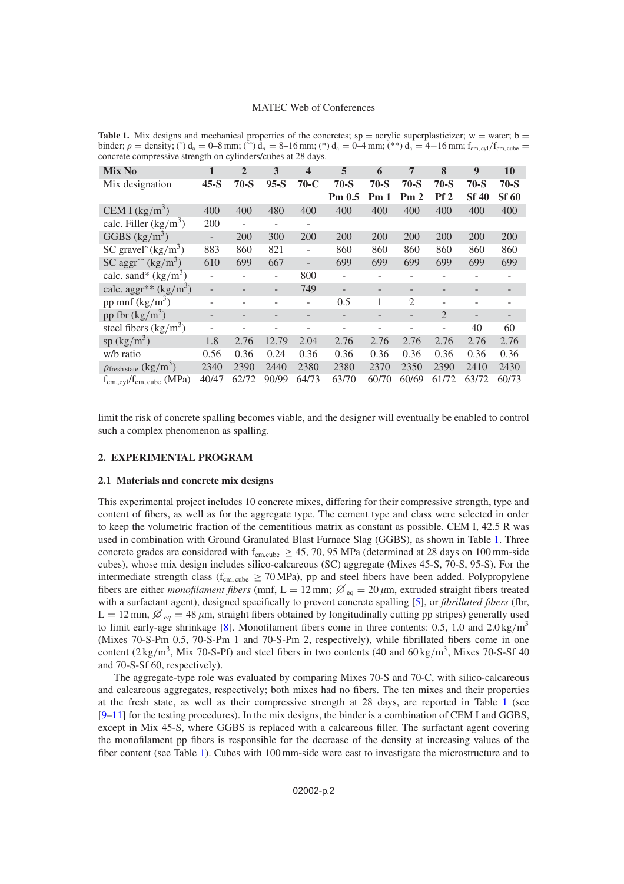**Table 1.** Mix designs and mechanical properties of the concretes; sp = acrylic superplasticizer; w = water; b = binder; $\rho$ = density; (^) $d_a$ = 0–8 mm; (^^) $d_a$ = 8–16 mm; (*) $d_a$ = 0–4 mm; (**) $d_a$ = 4–16 mm; $f_{cm,cyl}/f_{cm,cube}$ = concrete compressive strength on cylinders/cubes at 28 days.

| Mix No | 1 | 2 | 3 | 4 | 5 | 6 | 7 | 8 | 9 | 10 |
|---|---|---|---|---|---|---|---|---|---|---|
| Mix designation | **45-S** | **70-S** | **95-S** | **70-C** | **70-S Pm 0.5** | **70-S Pm 1** | **70-S Pm 2** | **70-S Pf 2** | **70-S Sf 40** | **70-S Sf 60** |
| CEM I (kg/m$^3$) | 400 | 400 | 480 | 400 | 400 | 400 | 400 | 400 | 400 | 400 |
| calc. Filler (kg/m$^3$) | 200 | - | - | - | | | | | | |
| GGBS (kg/m$^3$) | - | 200 | 300 | 200 | 200 | 200 | 200 | 200 | 200 | 200 |
| SC gravel^ (kg/m$^3$) | 883 | 860 | 821 | - | 860 | 860 | 860 | 860 | 860 | 860 |
| SC aggr^^ (kg/m$^3$) | 610 | 699 | 667 | - | 699 | 699 | 699 | 699 | 699 | 699 |
| calc. sand* (kg/m$^3$) | - | - | - | 800 | - | - | - | - | - | - |
| calc. aggr** (kg/m$^3$) | - | - | - | 749 | - | - | - | - | - | - |
| pp mnf (kg/m$^3$) | - | - | - | - | 0.5 | 1 | 2 | - | - | - |
| pp fbr (kg/m$^3$) | - | - | - | - | - | - | - | 2 | - | - |
| steel fibers (kg/m$^3$) | - | - | - | - | - | - | - | - | 40 | 60 |
| sp (kg/m$^3$) | 1.8 | 2.76 | 12.79 | 2.04 | 2.76 | 2.76 | 2.76 | 2.76 | 2.76 | 2.76 |
| w/b ratio | 0.56 | 0.36 | 0.24 | 0.36 | 0.36 | 0.36 | 0.36 | 0.36 | 0.36 | 0.36 |
| $\rho_{fresh\ state}$ (kg/m$^3$) | 2340 | 2390 | 2440 | 2380 | 2380 | 2370 | 2350 | 2390 | 2410 | 2430 |
| $f_{cm,cyl}/f_{cm,cube}$ (MPa) | 40/47 | 62/72 | 90/99 | 64/73 | 63/70 | 60/70 | 60/69 | 61/72 | 63/72 | 60/73 |

limit the risk of concrete spalling becomes viable, and the designer will eventually be enabled to control such a complex phenomenon as spalling.

## 2. EXPERIMENTAL PROGRAM

### 2.1 Materials and concrete mix designs

This experimental project includes 10 concrete mixes, differing for their compressive strength, type and content of fibers, as well as for the aggregate type. The cement type and class were selected in order to keep the volumetric fraction of the cementitious matrix as constant as possible. CEM I, 42.5 R was used in combination with Ground Granulated Blast Furnace Slag (GGBS), as shown in Table 1. Three concrete grades are considered with $f_{cm,cube} \geq 45, 70, 95$ MPa (determined at 28 days on 100 mm-side cubes), whose mix design includes silico-calcareous (SC) aggregate (Mixes 45-S, 70-S, 95-S). For the intermediate strength class ($f_{cm,cube} \geq 70$ MPa), pp and steel fibers have been added. Polypropylene fibers are either *monofilament fibers* (mnf, L = 12 mm; $\varnothing_{eq} = 20\,\mu$m, extruded straight fibers treated with a surfactant agent), designed specifically to prevent concrete spalling [5], or *fibrillated fibers* (fbr, L = 12 mm, $\varnothing_{eq} = 48\,\mu$m, straight fibers obtained by longitudinally cutting pp stripes) generally used to limit early-age shrinkage [8]. Monofilament fibers come in three contents: 0.5, 1.0 and 2.0 kg/m$^3$ (Mixes 70-S-Pm 0.5, 70-S-Pm 1 and 70-S-Pm 2, respectively), while fibrillated fibers come in one content (2 kg/m$^3$, Mix 70-S-Pf) and steel fibers in two contents (40 and 60 kg/m$^3$, Mixes 70-S-Sf 40 and 70-S-Sf 60, respectively).

The aggregate-type role was evaluated by comparing Mixes 70-S and 70-C, with silico-calcareous and calcareous aggregates, respectively; both mixes had no fibers. The ten mixes and their properties at the fresh state, as well as their compressive strength at 28 days, are reported in Table 1 (see [9–11] for the testing procedures). In the mix designs, the binder is a combination of CEM I and GGBS, except in Mix 45-S, where GGBS is replaced with a calcareous filler. The surfactant agent covering the monofilament pp fibers is responsible for the decrease of the density at increasing values of the fiber content (see Table 1). Cubes with 100 mm-side were cast to investigate the microstructure and to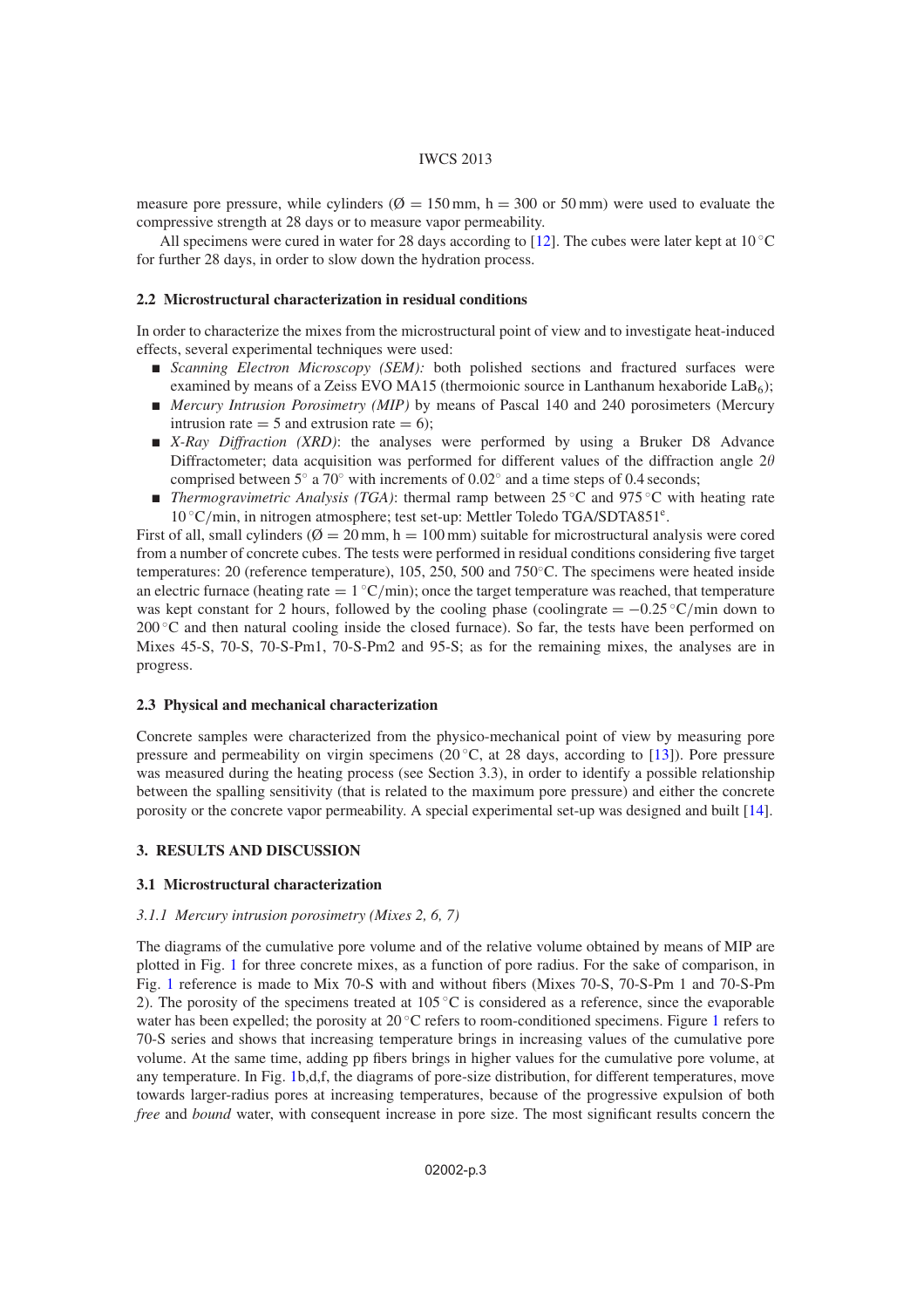measure pore pressure, while cylinders (Ø = 150 mm, h = 300 or 50 mm) were used to evaluate the compressive strength at 28 days or to measure vapor permeability.

All specimens were cured in water for 28 days according to [12]. The cubes were later kept at 10 °C for further 28 days, in order to slow down the hydration process.

### 2.2 Microstructural characterization in residual conditions

In order to characterize the mixes from the microstructural point of view and to investigate heat-induced effects, several experimental techniques were used:

- *Scanning Electron Microscopy (SEM):* both polished sections and fractured surfaces were examined by means of a Zeiss EVO MA15 (thermoionic source in Lanthanum hexaboride $LaB_6$);
- *Mercury Intrusion Porosimetry (MIP)* by means of Pascal 140 and 240 porosimeters (Mercury intrusion rate = 5 and extrusion rate = 6);
- *X-Ray Diffraction (XRD)*: the analyses were performed by using a Bruker D8 Advance Diffractometer; data acquisition was performed for different values of the diffraction angle $2\theta$ comprised between 5° a 70° with increments of 0.02° and a time steps of 0.4 seconds;
- *Thermogravimetric Analysis (TGA)*: thermal ramp between 25 °C and 975 °C with heating rate 10 °C/min, in nitrogen atmosphere; test set-up: Mettler Toledo TGA/SDTA851[e].

First of all, small cylinders (Ø = 20 mm, h = 100 mm) suitable for microstructural analysis were cored from a number of concrete cubes. The tests were performed in residual conditions considering five target temperatures: 20 (reference temperature), 105, 250, 500 and 750°C. The specimens were heated inside an electric furnace (heating rate = 1 °C/min); once the target temperature was reached, that temperature was kept constant for 2 hours, followed by the cooling phase (coolingrate = −0.25 °C/min down to 200 °C and then natural cooling inside the closed furnace). So far, the tests have been performed on Mixes 45-S, 70-S, 70-S-Pm1, 70-S-Pm2 and 95-S; as for the remaining mixes, the analyses are in progress.

### 2.3 Physical and mechanical characterization

Concrete samples were characterized from the physico-mechanical point of view by measuring pore pressure and permeability on virgin specimens (20 °C, at 28 days, according to [13]). Pore pressure was measured during the heating process (see Section 3.3), in order to identify a possible relationship between the spalling sensitivity (that is related to the maximum pore pressure) and either the concrete porosity or the concrete vapor permeability. A special experimental set-up was designed and built [14].

## 3. RESULTS AND DISCUSSION

### 3.1 Microstructural characterization

#### *3.1.1 Mercury intrusion porosimetry (Mixes 2, 6, 7)*

The diagrams of the cumulative pore volume and of the relative volume obtained by means of MIP are plotted in Fig. 1 for three concrete mixes, as a function of pore radius. For the sake of comparison, in Fig. 1 reference is made to Mix 70-S with and without fibers (Mixes 70-S, 70-S-Pm 1 and 70-S-Pm 2). The porosity of the specimens treated at 105 °C is considered as a reference, since the evaporable water has been expelled; the porosity at 20 °C refers to room-conditioned specimens. Figure 1 refers to 70-S series and shows that increasing temperature brings in increasing values of the cumulative pore volume. At the same time, adding pp fibers brings in higher values for the cumulative pore volume, at any temperature. In Fig. 1b,d,f, the diagrams of pore-size distribution, for different temperatures, move towards larger-radius pores at increasing temperatures, because of the progressive expulsion of both *free* and *bound* water, with consequent increase in pore size. The most significant results concern the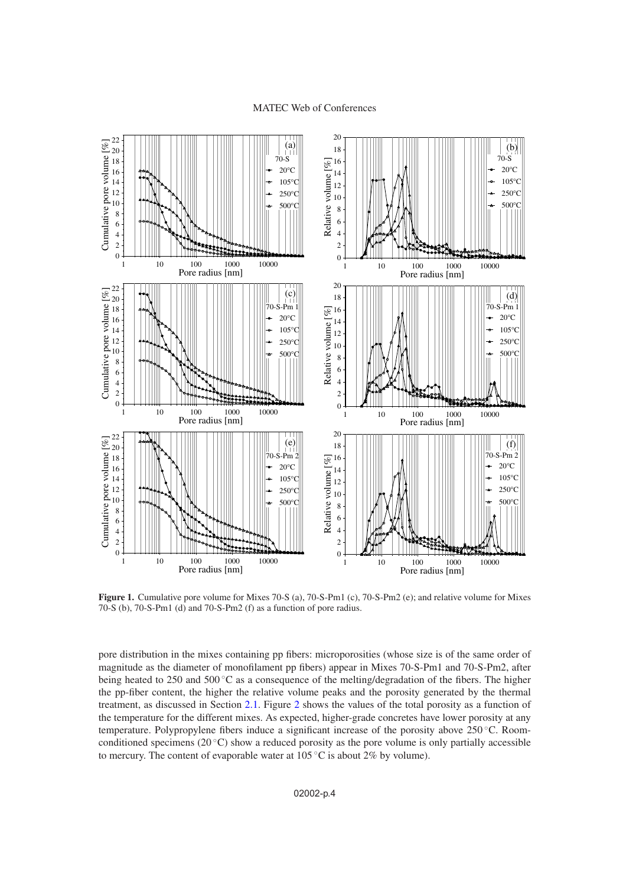**Figure 1.** Cumulative pore volume for Mixes 70-S (a), 70-S-Pm1 (c), 70-S-Pm2 (e); and relative volume for Mixes 70-S (b), 70-S-Pm1 (d) and 70-S-Pm2 (f) as a function of pore radius.

pore distribution in the mixes containing pp fibers: microporosities (whose size is of the same order of magnitude as the diameter of monofilament pp fibers) appear in Mixes 70-S-Pm1 and 70-S-Pm2, after being heated to 250 and 500 °C as a consequence of the melting/degradation of the fibers. The higher the pp-fiber content, the higher the relative volume peaks and the porosity generated by the thermal treatment, as discussed in Section 2.1. Figure 2 shows the values of the total porosity as a function of the temperature for the different mixes. As expected, higher-grade concretes have lower porosity at any temperature. Polypropylene fibers induce a significant increase of the porosity above 250 °C. Room-conditioned specimens (20 °C) show a reduced porosity as the pore volume is only partially accessible to mercury. The content of evaporable water at 105 °C is about 2% by volume).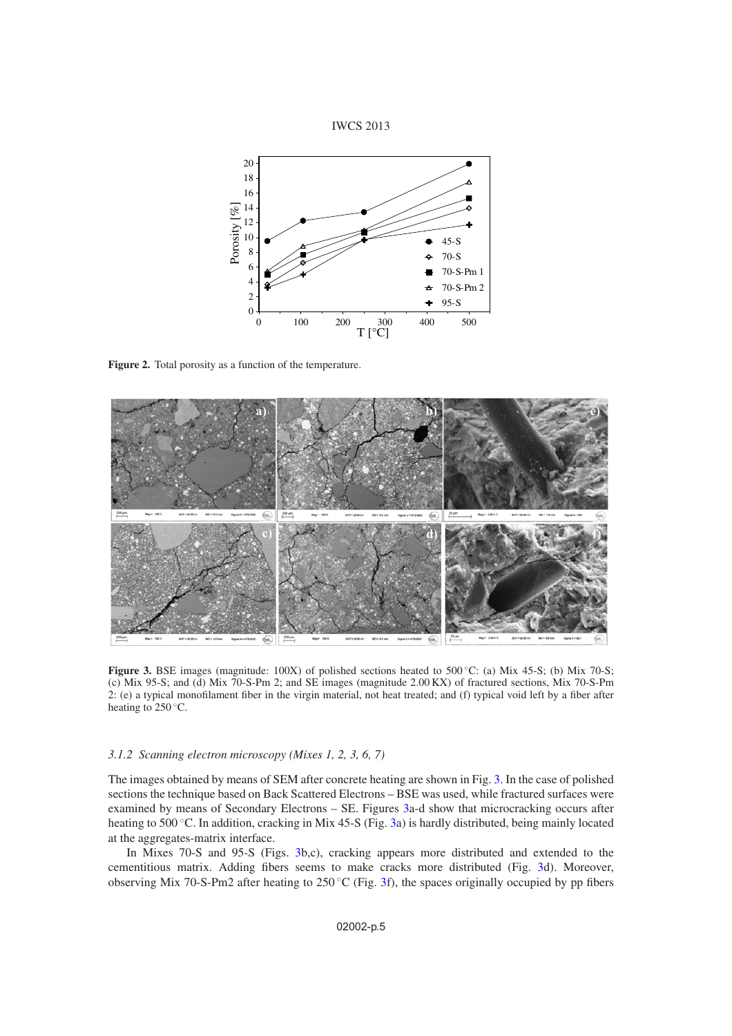**Figure 2.** Total porosity as a function of the temperature.

**Figure 3.** BSE images (magnitude: 100X) of polished sections heated to 500 °C: (a) Mix 45-S; (b) Mix 70-S; (c) Mix 95-S; and (d) Mix 70-S-Pm 2; and SE images (magnitude 2.00 KX) of fractured sections, Mix 70-S-Pm 2: (e) a typical monofilament fiber in the virgin material, not heat treated; and (f) typical void left by a fiber after heating to 250 °C.

### *3.1.2 Scanning electron microscopy (Mixes 1, 2, 3, 6, 7)*

The images obtained by means of SEM after concrete heating are shown in Fig. 3. In the case of polished sections the technique based on Back Scattered Electrons – BSE was used, while fractured surfaces were examined by means of Secondary Electrons – SE. Figures 3a-d show that microcracking occurs after heating to 500 °C. In addition, cracking in Mix 45-S (Fig. 3a) is hardly distributed, being mainly located at the aggregates-matrix interface.

In Mixes 70-S and 95-S (Figs. 3b,c), cracking appears more distributed and extended to the cementitious matrix. Adding fibers seems to make cracks more distributed (Fig. 3d). Moreover, observing Mix 70-S-Pm2 after heating to 250 °C (Fig. 3f), the spaces originally occupied by pp fibers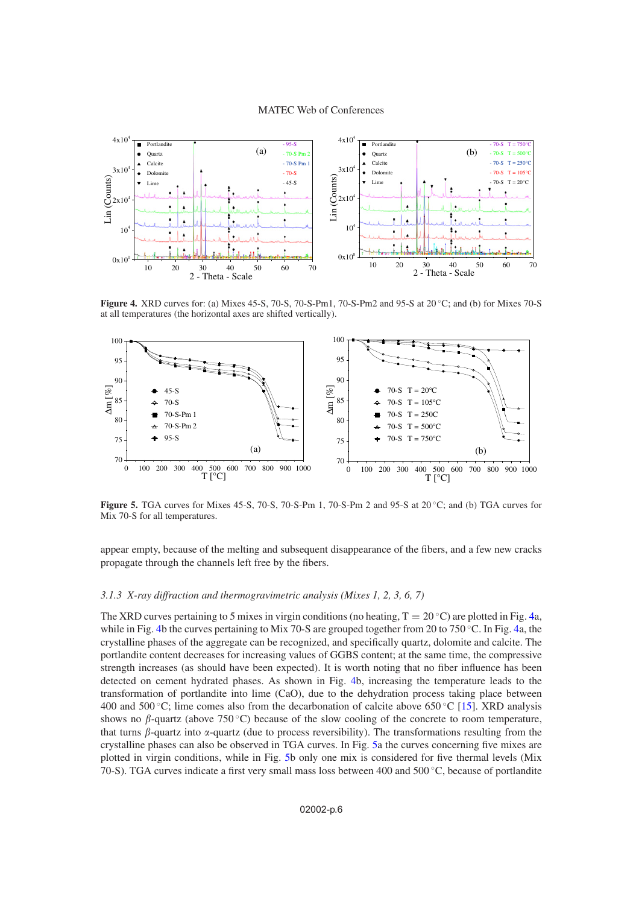**Figure 4.** XRD curves for: (a) Mixes 45-S, 70-S, 70-S-Pm1, 70-S-Pm2 and 95-S at 20 °C; and (b) for Mixes 70-S at all temperatures (the horizontal axes are shifted vertically).

**Figure 5.** TGA curves for Mixes 45-S, 70-S, 70-S-Pm 1, 70-S-Pm 2 and 95-S at 20 °C; and (b) TGA curves for Mix 70-S for all temperatures.

appear empty, because of the melting and subsequent disappearance of the fibers, and a few new cracks propagate through the channels left free by the fibers.

### *3.1.3 X-ray diffraction and thermogravimetric analysis (Mixes 1, 2, 3, 6, 7)*

The XRD curves pertaining to 5 mixes in virgin conditions (no heating, T = 20 °C) are plotted in Fig. 4a, while in Fig. 4b the curves pertaining to Mix 70-S are grouped together from 20 to 750 °C. In Fig. 4a, the crystalline phases of the aggregate can be recognized, and specifically quartz, dolomite and calcite. The portlandite content decreases for increasing values of GGBS content; at the same time, the compressive strength increases (as should have been expected). It is worth noting that no fiber influence has been detected on cement hydrated phases. As shown in Fig. 4b, increasing the temperature leads to the transformation of portlandite into lime (CaO), due to the dehydration process taking place between 400 and 500 °C; lime comes also from the decarbonation of calcite above 650 °C [15]. XRD analysis shows no $\beta$-quartz (above 750 °C) because of the slow cooling of the concrete to room temperature, that turns $\beta$-quartz into $\alpha$-quartz (due to process reversibility). The transformations resulting from the crystalline phases can also be observed in TGA curves. In Fig. 5a the curves concerning five mixes are plotted in virgin conditions, while in Fig. 5b only one mix is considered for five thermal levels (Mix 70-S). TGA curves indicate a first very small mass loss between 400 and 500 °C, because of portlandite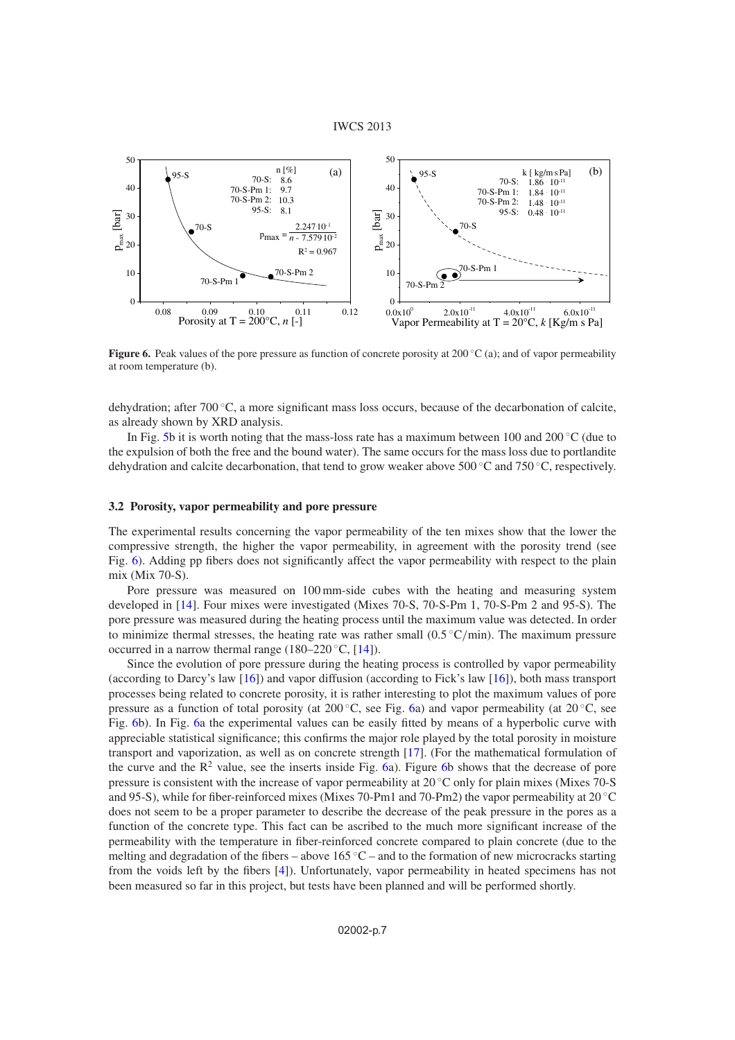**Figure 6.** Peak values of the pore pressure as function of concrete porosity at 200 °C (a); and of vapor permeability at room temperature (b).

dehydration; after 700 °C, a more significant mass loss occurs, because of the decarbonation of calcite, as already shown by XRD analysis.

In Fig. 5b it is worth noting that the mass-loss rate has a maximum between 100 and 200 °C (due to the expulsion of both the free and the bound water). The same occurs for the mass loss due to portlandite dehydration and calcite decarbonation, that tend to grow weaker above 500 °C and 750 °C, respectively.

### 3.2 Porosity, vapor permeability and pore pressure

The experimental results concerning the vapor permeability of the ten mixes show that the lower the compressive strength, the higher the vapor permeability, in agreement with the porosity trend (see Fig. 6). Adding pp fibers does not significantly affect the vapor permeability with respect to the plain mix (Mix 70-S).

Pore pressure was measured on 100 mm-side cubes with the heating and measuring system developed in [14]. Four mixes were investigated (Mixes 70-S, 70-S-Pm 1, 70-S-Pm 2 and 95-S). The pore pressure was measured during the heating process until the maximum value was detected. In order to minimize thermal stresses, the heating rate was rather small (0.5 °C/min). The maximum pressure occurred in a narrow thermal range (180–220 °C, [14]).

Since the evolution of pore pressure during the heating process is controlled by vapor permeability (according to Darcy's law [16]) and vapor diffusion (according to Fick's law [16]), both mass transport processes being related to concrete porosity, it is rather interesting to plot the maximum values of pore pressure as a function of total porosity (at 200 °C, see Fig. 6a) and vapor permeability (at 20 °C, see Fig. 6b). In Fig. 6a the experimental values can be easily fitted by means of a hyperbolic curve with appreciable statistical significance; this confirms the major role played by the total porosity in moisture transport and vaporization, as well as on concrete strength [17]. (For the mathematical formulation of the curve and the $R^2$ value, see the inserts inside Fig. 6a). Figure 6b shows that the decrease of pore pressure is consistent with the increase of vapor permeability at 20 °C only for plain mixes (Mixes 70-S and 95-S), while for fiber-reinforced mixes (Mixes 70-Pm1 and 70-Pm2) the vapor permeability at 20 °C does not seem to be a proper parameter to describe the decrease of the peak pressure in the pores as a function of the concrete type. This fact can be ascribed to the much more significant increase of the permeability with the temperature in fiber-reinforced concrete compared to plain concrete (due to the melting and degradation of the fibers – above 165 °C – and to the formation of new microcracks starting from the voids left by the fibers [4]). Unfortunately, vapor permeability in heated specimens has not been measured so far in this project, but tests have been planned and will be performed shortly.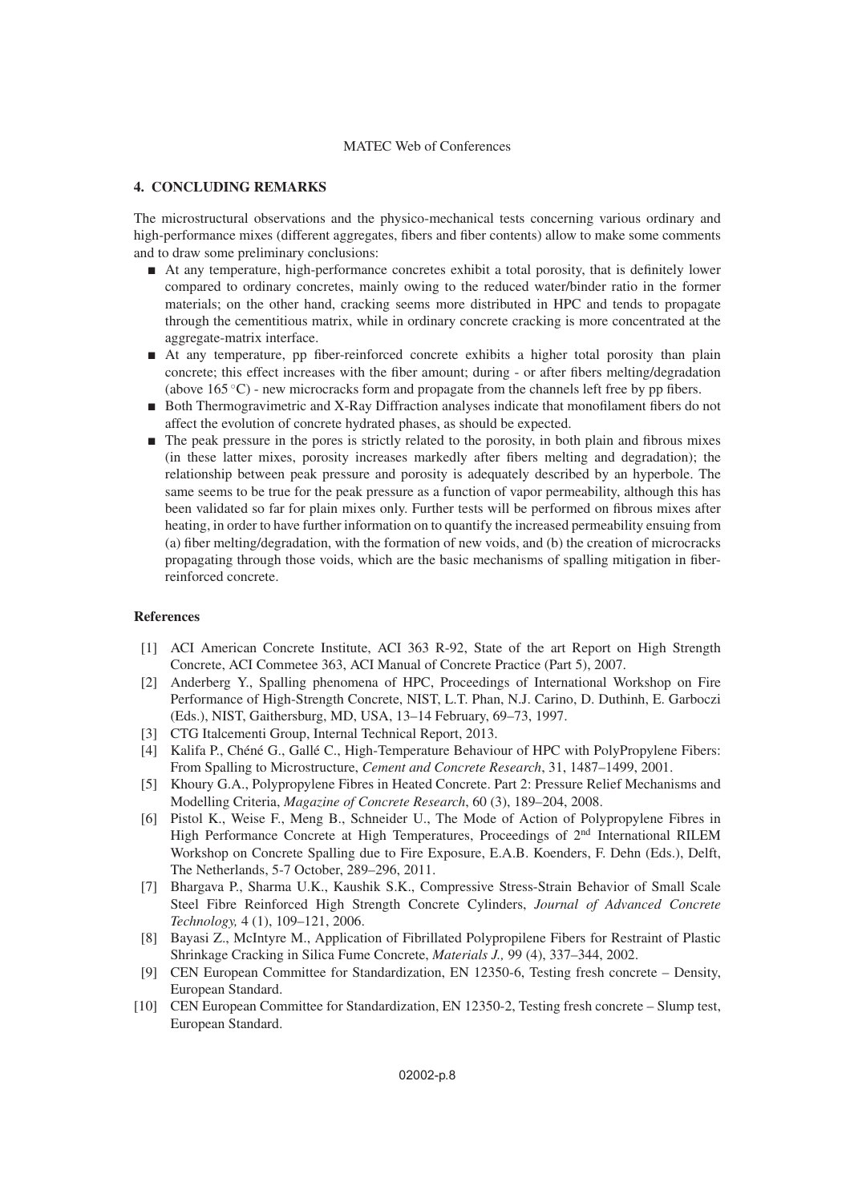## 4. CONCLUDING REMARKS

The microstructural observations and the physico-mechanical tests concerning various ordinary and high-performance mixes (different aggregates, fibers and fiber contents) allow to make some comments and to draw some preliminary conclusions:

- At any temperature, high-performance concretes exhibit a total porosity, that is definitely lower compared to ordinary concretes, mainly owing to the reduced water/binder ratio in the former materials; on the other hand, cracking seems more distributed in HPC and tends to propagate through the cementitious matrix, while in ordinary concrete cracking is more concentrated at the aggregate-matrix interface.
- At any temperature, pp fiber-reinforced concrete exhibits a higher total porosity than plain concrete; this effect increases with the fiber amount; during - or after fibers melting/degradation (above 165 °C) - new microcracks form and propagate from the channels left free by pp fibers.
- Both Thermogravimetric and X-Ray Diffraction analyses indicate that monofilament fibers do not affect the evolution of concrete hydrated phases, as should be expected.
- The peak pressure in the pores is strictly related to the porosity, in both plain and fibrous mixes (in these latter mixes, porosity increases markedly after fibers melting and degradation); the relationship between peak pressure and porosity is adequately described by an hyperbole. The same seems to be true for the peak pressure as a function of vapor permeability, although this has been validated so far for plain mixes only. Further tests will be performed on fibrous mixes after heating, in order to have further information on to quantify the increased permeability ensuing from (a) fiber melting/degradation, with the formation of new voids, and (b) the creation of microcracks propagating through those voids, which are the basic mechanisms of spalling mitigation in fiber-reinforced concrete.

### References

[1] ACI American Concrete Institute, ACI 363 R-92, State of the art Report on High Strength Concrete, ACI Commetee 363, ACI Manual of Concrete Practice (Part 5), 2007.

[2] Anderberg Y., Spalling phenomena of HPC, Proceedings of International Workshop on Fire Performance of High-Strength Concrete, NIST, L.T. Phan, N.J. Carino, D. Duthinh, E. Garboczi (Eds.), NIST, Gaithersburg, MD, USA, 13–14 February, 69–73, 1997.

[3] CTG Italcementi Group, Internal Technical Report, 2013.

[4] Kalifa P., Chéné G., Gallé C., High-Temperature Behaviour of HPC with PolyPropylene Fibers: From Spalling to Microstructure, *Cement and Concrete Research*, 31, 1487–1499, 2001.

[5] Khoury G.A., Polypropylene Fibres in Heated Concrete. Part 2: Pressure Relief Mechanisms and Modelling Criteria, *Magazine of Concrete Research*, 60 (3), 189–204, 2008.

[6] Pistol K., Weise F., Meng B., Schneider U., The Mode of Action of Polypropylene Fibres in High Performance Concrete at High Temperatures, Proceedings of 2nd International RILEM Workshop on Concrete Spalling due to Fire Exposure, E.A.B. Koenders, F. Dehn (Eds.), Delft, The Netherlands, 5-7 October, 289–296, 2011.

[7] Bhargava P., Sharma U.K., Kaushik S.K., Compressive Stress-Strain Behavior of Small Scale Steel Fibre Reinforced High Strength Concrete Cylinders, *Journal of Advanced Concrete Technology,* 4 (1), 109–121, 2006.

[8] Bayasi Z., McIntyre M., Application of Fibrillated Polypropilene Fibers for Restraint of Plastic Shrinkage Cracking in Silica Fume Concrete, *Materials J.,* 99 (4), 337–344, 2002.

[9] CEN European Committee for Standardization, EN 12350-6, Testing fresh concrete – Density, European Standard.

[10] CEN European Committee for Standardization, EN 12350-2, Testing fresh concrete – Slump test, European Standard.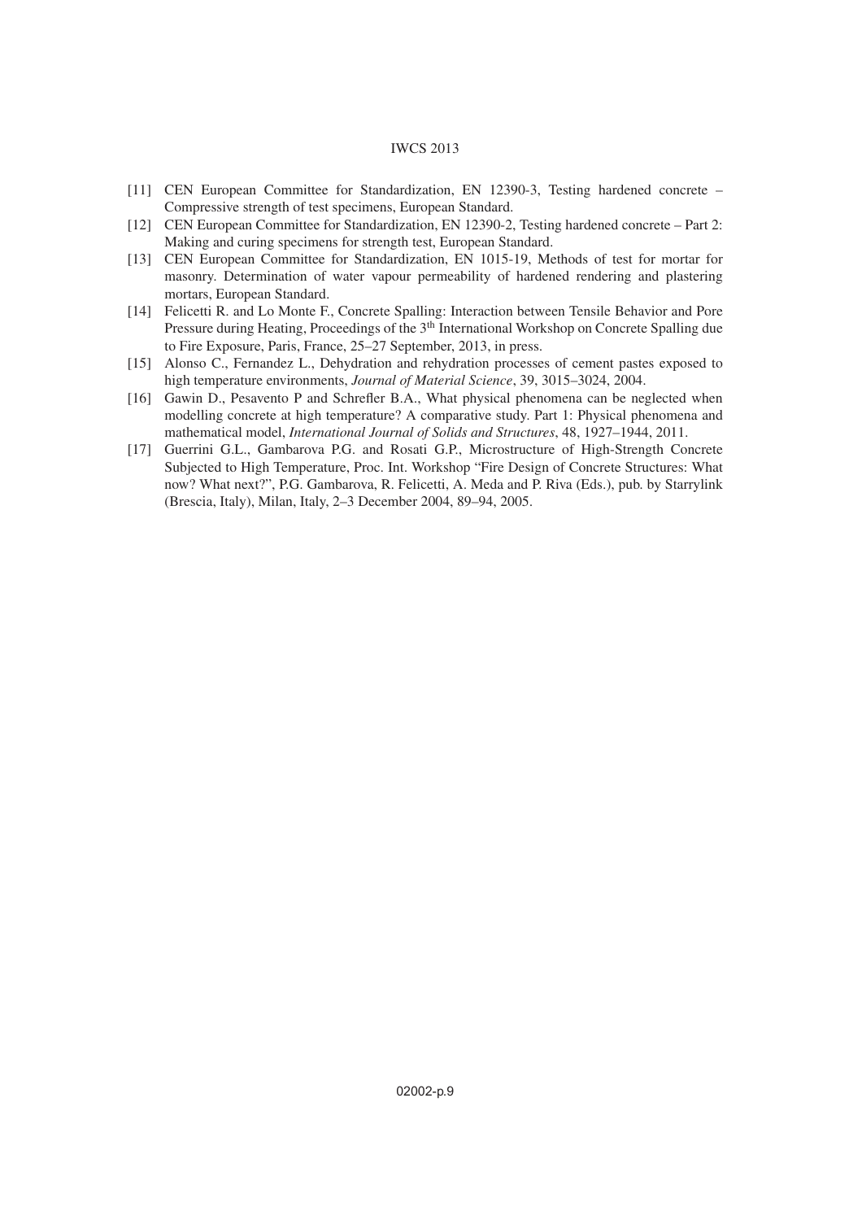[11] CEN European Committee for Standardization, EN 12390-3, Testing hardened concrete – Compressive strength of test specimens, European Standard.

[12] CEN European Committee for Standardization, EN 12390-2, Testing hardened concrete – Part 2: Making and curing specimens for strength test, European Standard.

[13] CEN European Committee for Standardization, EN 1015-19, Methods of test for mortar for masonry. Determination of water vapour permeability of hardened rendering and plastering mortars, European Standard.

[14] Felicetti R. and Lo Monte F., Concrete Spalling: Interaction between Tensile Behavior and Pore Pressure during Heating, Proceedings of the 3th International Workshop on Concrete Spalling due to Fire Exposure, Paris, France, 25–27 September, 2013, in press.

[15] Alonso C., Fernandez L., Dehydration and rehydration processes of cement pastes exposed to high temperature environments, *Journal of Material Science*, 39, 3015–3024, 2004.

[16] Gawin D., Pesavento P and Schrefler B.A., What physical phenomena can be neglected when modelling concrete at high temperature? A comparative study. Part 1: Physical phenomena and mathematical model, *International Journal of Solids and Structures*, 48, 1927–1944, 2011.

[17] Guerrini G.L., Gambarova P.G. and Rosati G.P., Microstructure of High-Strength Concrete Subjected to High Temperature, Proc. Int. Workshop "Fire Design of Concrete Structures: What now? What next?", P.G. Gambarova, R. Felicetti, A. Meda and P. Riva (Eds.), pub. by Starrylink (Brescia, Italy), Milan, Italy, 2–3 December 2004, 89–94, 2005.